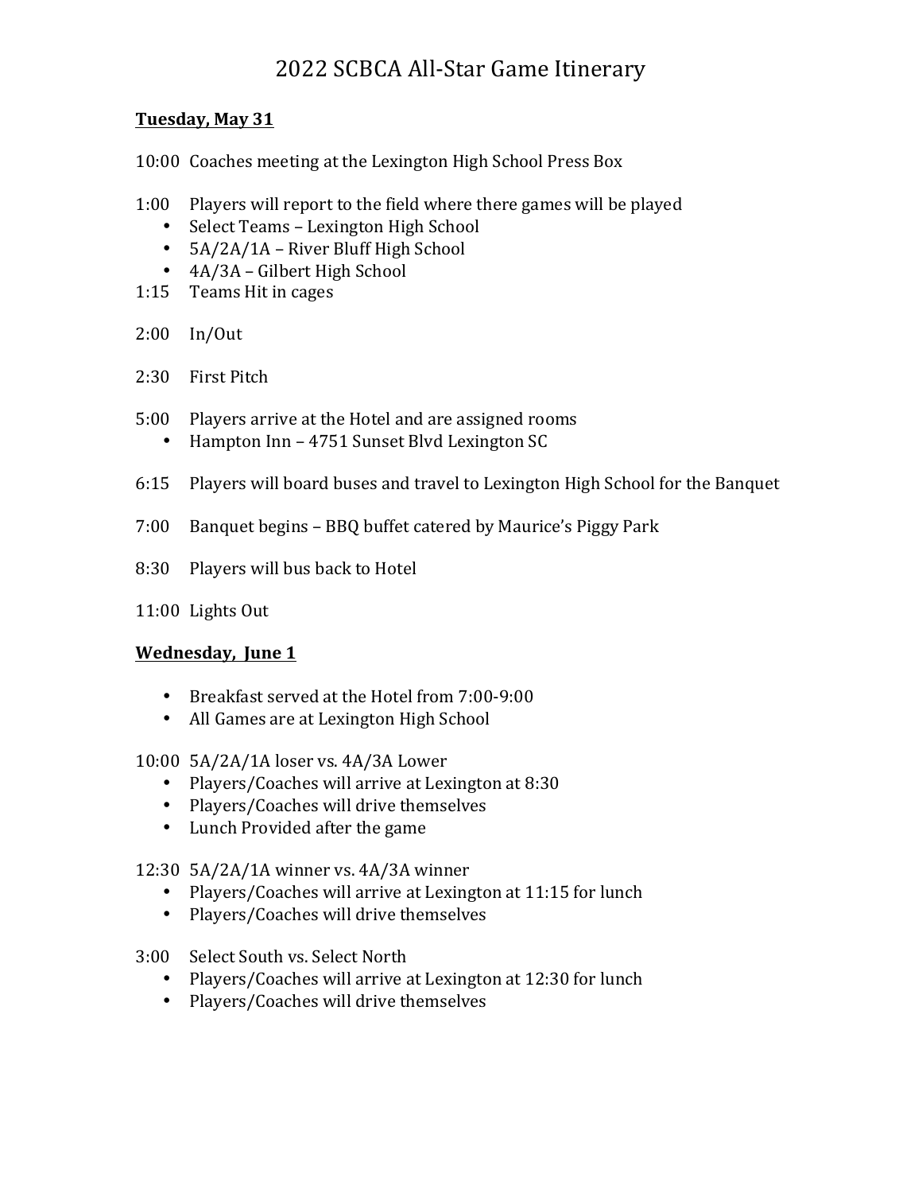# 2022 SCBCA All-Star Game Itinerary

**Tuesday, May 31**

10:00 Coaches meeting at the Lexington High School Press Box

1:00 Players will report to the field where there games will be played
- Select Teams – Lexington High School
- 5A/2A/1A – River Bluff High School
- 4A/3A – Gilbert High School

1:15 Teams Hit in cages

2:00 In/Out

2:30 First Pitch

5:00 Players arrive at the Hotel and are assigned rooms
- Hampton Inn – 4751 Sunset Blvd Lexington SC

6:15 Players will board buses and travel to Lexington High School for the Banquet

7:00 Banquet begins – BBQ buffet catered by Maurice's Piggy Park

8:30 Players will bus back to Hotel

11:00 Lights Out

**Wednesday, June 1**

- Breakfast served at the Hotel from 7:00-9:00
- All Games are at Lexington High School

10:00 5A/2A/1A loser vs. 4A/3A Lower
- Players/Coaches will arrive at Lexington at 8:30
- Players/Coaches will drive themselves
- Lunch Provided after the game

12:30 5A/2A/1A winner vs. 4A/3A winner
- Players/Coaches will arrive at Lexington at 11:15 for lunch
- Players/Coaches will drive themselves

3:00 Select South vs. Select North
- Players/Coaches will arrive at Lexington at 12:30 for lunch
- Players/Coaches will drive themselves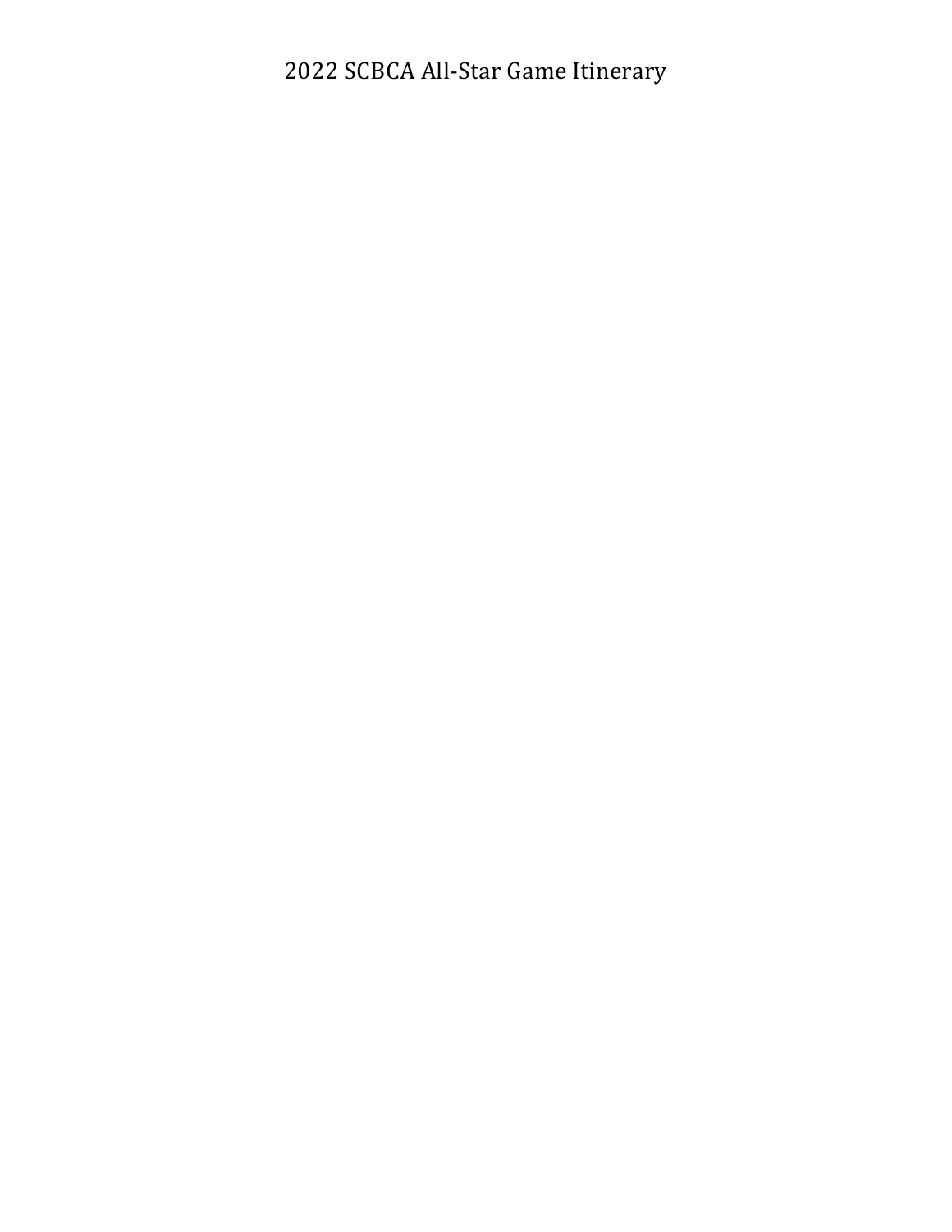# 2022 SCBCA All-Star Game Itinerary